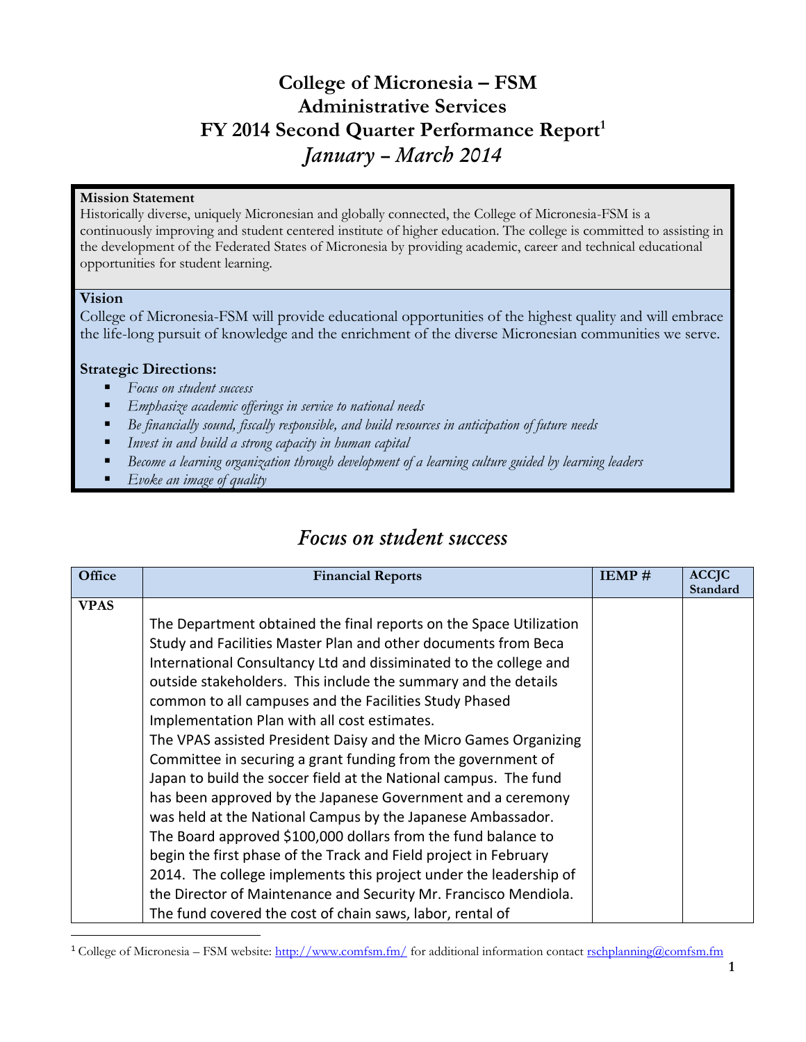# College of Micronesia – FSM
# Administrative Services
# FY 2014 Second Quarter Performance Report[1]
## *January – March 2014*

**Mission Statement**
Historically diverse, uniquely Micronesian and globally connected, the College of Micronesia-FSM is a continuously improving and student centered institute of higher education. The college is committed to assisting in the development of the Federated States of Micronesia by providing academic, career and technical educational opportunities for student learning.

**Vision**
College of Micronesia-FSM will provide educational opportunities of the highest quality and will embrace the life-long pursuit of knowledge and the enrichment of the diverse Micronesian communities we serve.

**Strategic Directions:**

- *Focus on student success*
- *Emphasize academic offerings in service to national needs*
- *Be financially sound, fiscally responsible, and build resources in anticipation of future needs*
- *Invest in and build a strong capacity in human capital*
- *Become a learning organization through development of a learning culture guided by learning leaders*
- *Evoke an image of quality*

## *Focus on student success*

| Office | Financial Reports | IEMP # | ACCJC Standard |
|---|---|---|---|
| VPAS | The Department obtained the final reports on the Space Utilization Study and Facilities Master Plan and other documents from Beca International Consultancy Ltd and dissiminated to the college and outside stakeholders. This include the summary and the details common to all campuses and the Facilities Study Phased Implementation Plan with all cost estimates. The VPAS assisted President Daisy and the Micro Games Organizing Committee in securing a grant funding from the government of Japan to build the soccer field at the National campus. The fund has been approved by the Japanese Government and a ceremony was held at the National Campus by the Japanese Ambassador. The Board approved $100,000 dollars from the fund balance to begin the first phase of the Track and Field project in February 2014. The college implements this project under the leadership of the Director of Maintenance and Security Mr. Francisco Mendiola. The fund covered the cost of chain saws, labor, rental of | | |

[1] College of Micronesia – FSM website: http://www.comfsm.fm/ for additional information contact rschplanning@comfsm.fm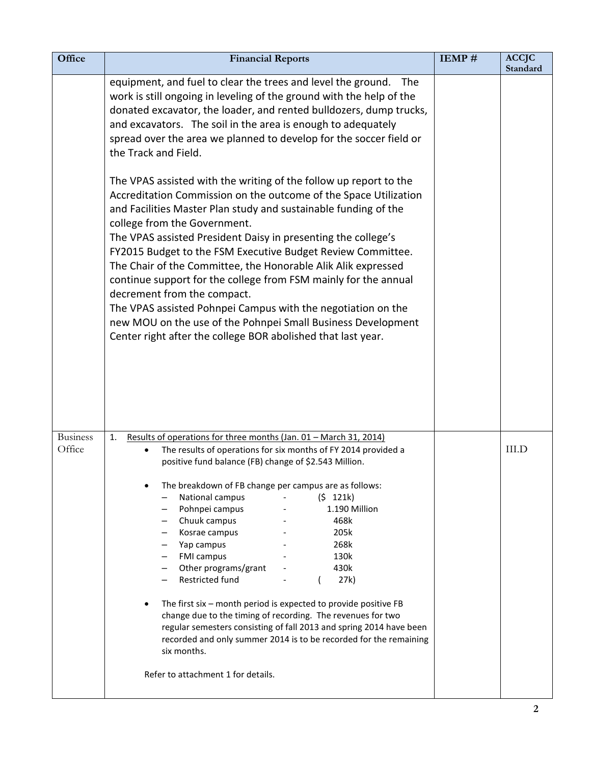| Office | Financial Reports | IEMP # | ACCJC Standard |
|---|---|---|---|
| | equipment, and fuel to clear the trees and level the ground. The work is still ongoing in leveling of the ground with the help of the donated excavator, the loader, and rented bulldozers, dump trucks, and excavators. The soil in the area is enough to adequately spread over the area we planned to develop for the soccer field or the Track and Field.<br><br>The VPAS assisted with the writing of the follow up report to the Accreditation Commission on the outcome of the Space Utilization and Facilities Master Plan study and sustainable funding of the college from the Government.<br>The VPAS assisted President Daisy in presenting the college's FY2015 Budget to the FSM Executive Budget Review Committee. The Chair of the Committee, the Honorable Alik Alik expressed continue support for the college from FSM mainly for the annual decrement from the compact.<br>The VPAS assisted Pohnpei Campus with the negotiation on the new MOU on the use of the Pohnpei Small Business Development Center right after the college BOR abolished that last year. | | |
| Business Office | 1. Results of operations for three months (Jan. 01 – March 31, 2014)<br>• The results of operations for six months of FY 2014 provided a positive fund balance (FB) change of $2.543 Million.<br><br>• The breakdown of FB change per campus are as follows:<br>– National campus - ($ 121k)<br>– Pohnpei campus - 1.190 Million<br>– Chuuk campus - 468k<br>– Kosrae campus - 205k<br>– Yap campus - 268k<br>– FMI campus - 130k<br>– Other programs/grant - 430k<br>– Restricted fund - ( 27k)<br><br>• The first six – month period is expected to provide positive FB change due to the timing of recording. The revenues for two regular semesters consisting of fall 2013 and spring 2014 have been recorded and only summer 2014 is to be recorded for the remaining six months.<br><br>Refer to attachment 1 for details. | | III.D |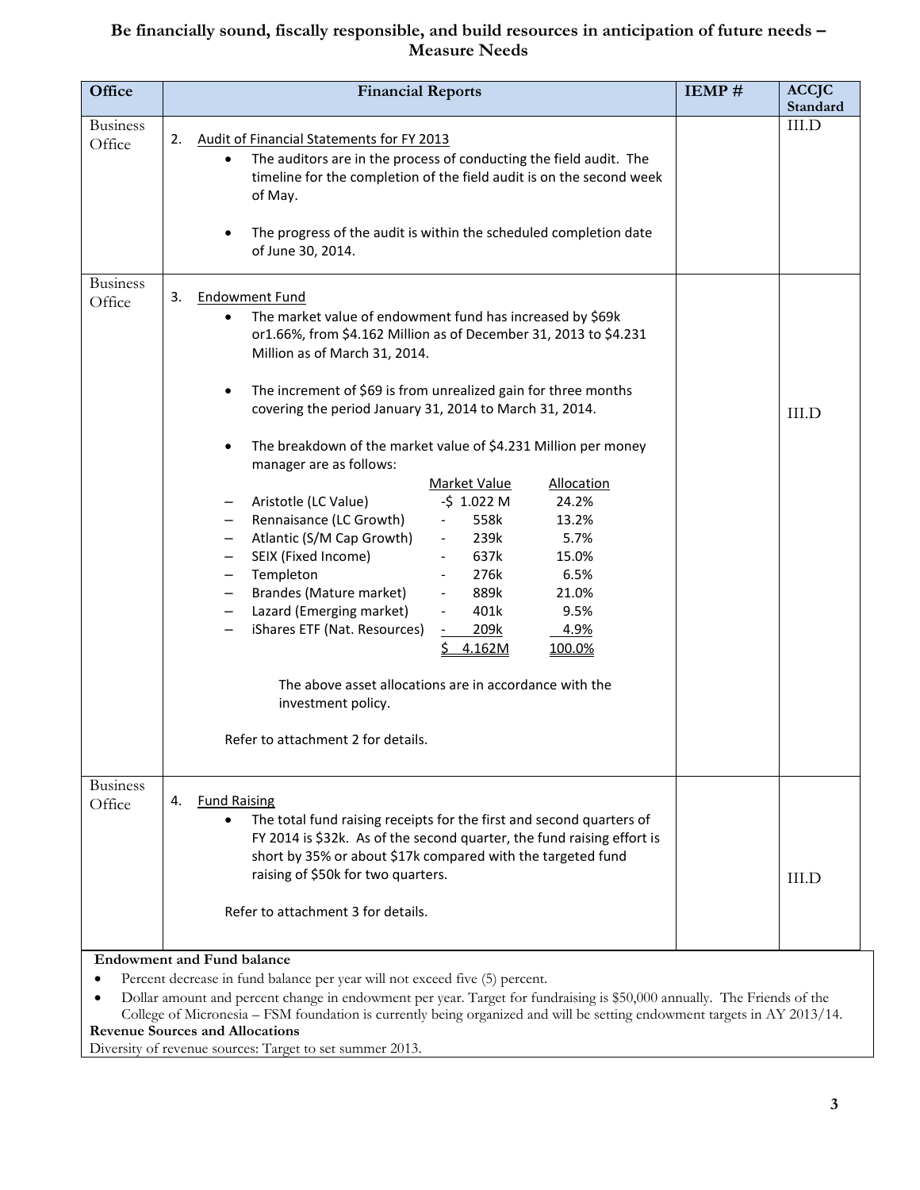# Be financially sound, fiscally responsible, and build resources in anticipation of future needs – Measure Needs

| Office | Financial Reports | IEMP # | ACCJC Standard |
|---|---|---|---|
| Business Office | 2. Audit of Financial Statements for FY 2013<br>• The auditors are in the process of conducting the field audit. The timeline for the completion of the field audit is on the second week of May.<br>• The progress of the audit is within the scheduled completion date of June 30, 2014. | | III.D |
| Business Office | 3. Endowment Fund<br>• The market value of endowment fund has increased by $69k or1.66%, from $4.162 Million as of December 31, 2013 to $4.231 Million as of March 31, 2014.<br>• The increment of $69 is from unrealized gain for three months covering the period January 31, 2014 to March 31, 2014.<br>• The breakdown of the market value of $4.231 Million per money manager are as follows:<br>Market Value / Allocation<br>– Aristotle (LC Value) -$ 1.022 M 24.2%<br>– Rennaisance (LC Growth) - 558k 13.2%<br>– Atlantic (S/M Cap Growth) - 239k 5.7%<br>– SEIX (Fixed Income) - 637k 15.0%<br>– Templeton - 276k 6.5%<br>– Brandes (Mature market) - 889k 21.0%<br>– Lazard (Emerging market) - 401k 9.5%<br>– iShares ETF (Nat. Resources) - 209k 4.9%<br>$ 4.162M 100.0%<br>The above asset allocations are in accordance with the investment policy.<br>Refer to attachment 2 for details. | | III.D |
| Business Office | 4. Fund Raising<br>• The total fund raising receipts for the first and second quarters of FY 2014 is $32k. As of the second quarter, the fund raising effort is short by 35% or about $17k compared with the targeted fund raising of $50k for two quarters.<br>Refer to attachment 3 for details. | | III.D |

**Endowment and Fund balance**

- Percent decrease in fund balance per year will not exceed five (5) percent.
- Dollar amount and percent change in endowment per year. Target for fundraising is $50,000 annually. The Friends of the College of Micronesia – FSM foundation is currently being organized and will be setting endowment targets in AY 2013/14.

**Revenue Sources and Allocations**

Diversity of revenue sources: Target to set summer 2013.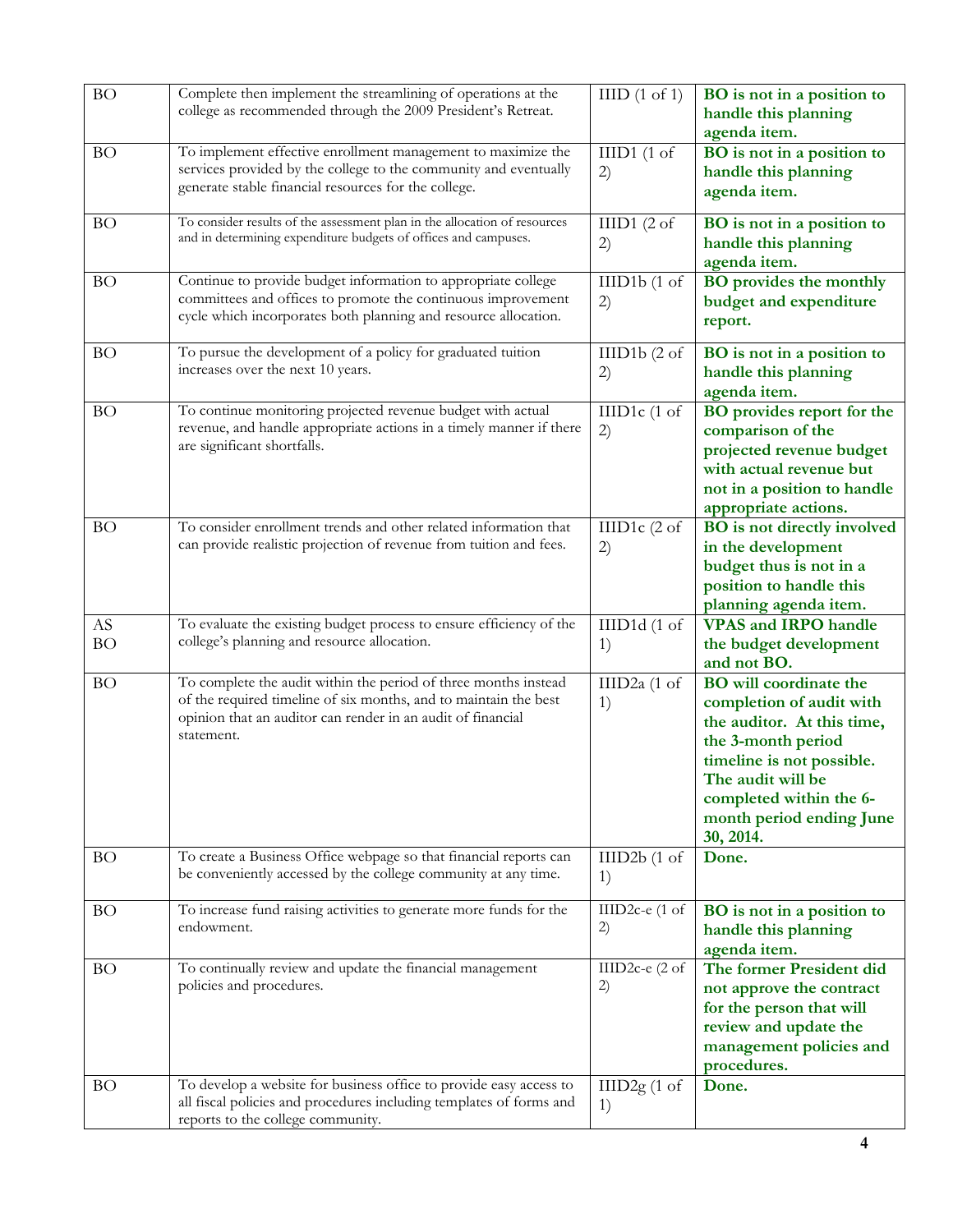| | | | |
|---|---|---|---|
| BO | Complete then implement the streamlining of operations at the college as recommended through the 2009 President's Retreat. | IIID (1 of 1) | **BO is not in a position to handle this planning agenda item.** |
| BO | To implement effective enrollment management to maximize the services provided by the college to the community and eventually generate stable financial resources for the college. | IIID1 (1 of 2) | **BO is not in a position to handle this planning agenda item.** |
| BO | To consider results of the assessment plan in the allocation of resources and in determining expenditure budgets of offices and campuses. | IIID1 (2 of 2) | **BO is not in a position to handle this planning agenda item.** |
| BO | Continue to provide budget information to appropriate college committees and offices to promote the continuous improvement cycle which incorporates both planning and resource allocation. | IIID1b (1 of 2) | **BO provides the monthly budget and expenditure report.** |
| BO | To pursue the development of a policy for graduated tuition increases over the next 10 years. | IIID1b (2 of 2) | **BO is not in a position to handle this planning agenda item.** |
| BO | To continue monitoring projected revenue budget with actual revenue, and handle appropriate actions in a timely manner if there are significant shortfalls. | IIID1c (1 of 2) | **BO provides report for the comparison of the projected revenue budget with actual revenue but not in a position to handle appropriate actions.** |
| BO | To consider enrollment trends and other related information that can provide realistic projection of revenue from tuition and fees. | IIID1c (2 of 2) | **BO is not directly involved in the development budget thus is not in a position to handle this planning agenda item.** |
| AS BO | To evaluate the existing budget process to ensure efficiency of the college's planning and resource allocation. | IIID1d (1 of 1) | **VPAS and IRPO handle the budget development and not BO.** |
| BO | To complete the audit within the period of three months instead of the required timeline of six months, and to maintain the best opinion that an auditor can render in an audit of financial statement. | IIID2a (1 of 1) | **BO will coordinate the completion of audit with the auditor. At this time, the 3-month period timeline is not possible. The audit will be completed within the 6-month period ending June 30, 2014.** |
| BO | To create a Business Office webpage so that financial reports can be conveniently accessed by the college community at any time. | IIID2b (1 of 1) | **Done.** |
| BO | To increase fund raising activities to generate more funds for the endowment. | IIID2c-e (1 of 2) | **BO is not in a position to handle this planning agenda item.** |
| BO | To continually review and update the financial management policies and procedures. | IIID2c-e (2 of 2) | **The former President did not approve the contract for the person that will review and update the management policies and procedures.** |
| BO | To develop a website for business office to provide easy access to all fiscal policies and procedures including templates of forms and reports to the college community. | IIID2g (1 of 1) | **Done.** |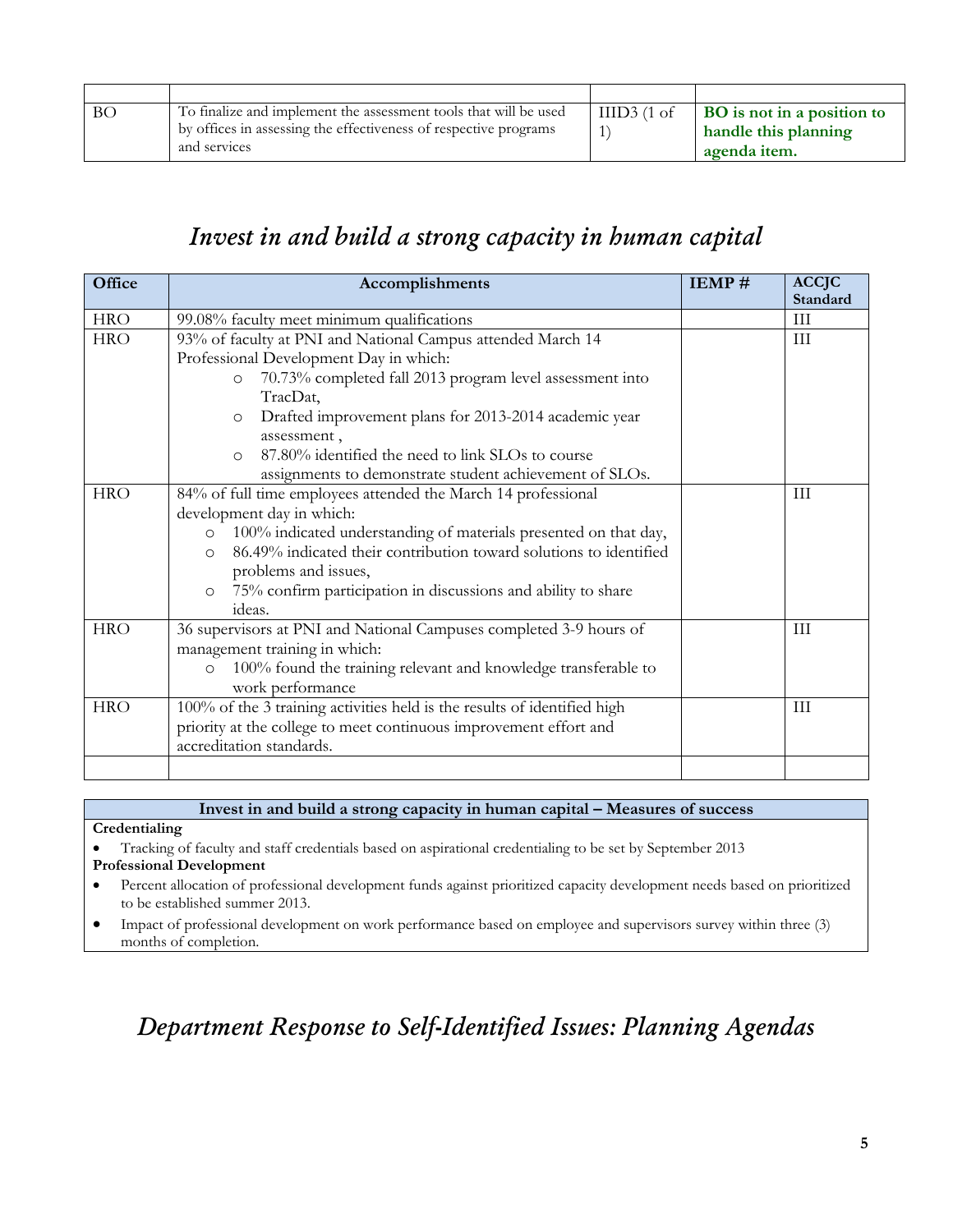| | | | |
|---|---|---|---|
| BO | To finalize and implement the assessment tools that will be used by offices in assessing the effectiveness of respective programs and services | IIID3 (1 of 1) | **BO is not in a position to handle this planning agenda item.** |

# *Invest in and build a strong capacity in human capital*

| Office | Accomplishments | IEMP # | ACCJC Standard |
|---|---|---|---|
| HRO | 99.08% faculty meet minimum qualifications | | III |
| HRO | 93% of faculty at PNI and National Campus attended March 14 Professional Development Day in which:<br>o 70.73% completed fall 2013 program level assessment into TracDat,<br>o Drafted improvement plans for 2013-2014 academic year assessment ,<br>o 87.80% identified the need to link SLOs to course assignments to demonstrate student achievement of SLOs. | | III |
| HRO | 84% of full time employees attended the March 14 professional development day in which:<br>o 100% indicated understanding of materials presented on that day,<br>o 86.49% indicated their contribution toward solutions to identified problems and issues,<br>o 75% confirm participation in discussions and ability to share ideas. | | III |
| HRO | 36 supervisors at PNI and National Campuses completed 3-9 hours of management training in which:<br>o 100% found the training relevant and knowledge transferable to work performance | | III |
| HRO | 100% of the 3 training activities held is the results of identified high priority at the college to meet continuous improvement effort and accreditation standards. | | III |
| | | | |

| Invest in and build a strong capacity in human capital – Measures of success |
|---|
| **Credentialing**<br>• Tracking of faculty and staff credentials based on aspirational credentialing to be set by September 2013<br>**Professional Development**<br>• Percent allocation of professional development funds against prioritized capacity development needs based on prioritized to be established summer 2013.<br>• Impact of professional development on work performance based on employee and supervisors survey within three (3) months of completion. |

# *Department Response to Self-Identified Issues: Planning Agendas*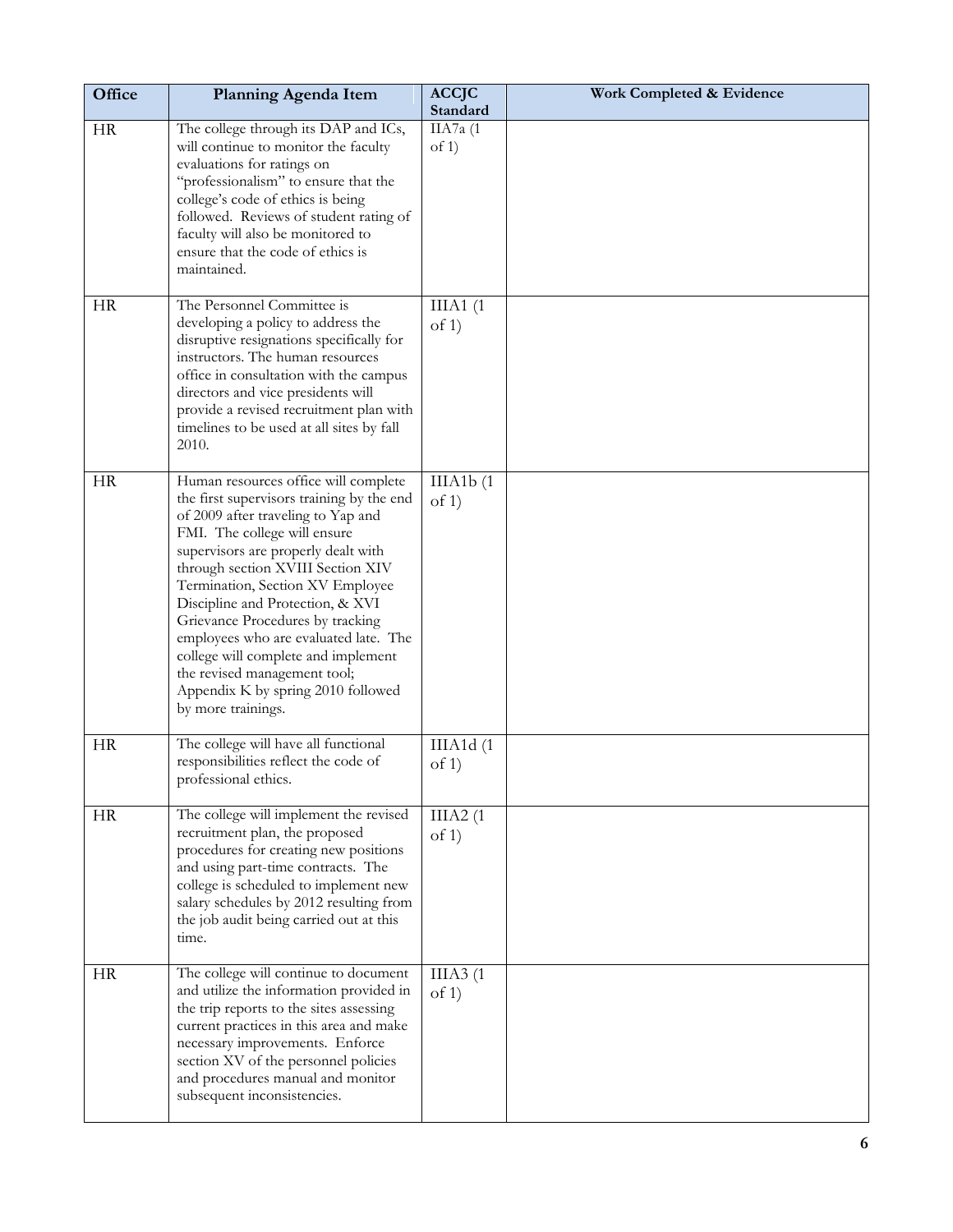| Office | Planning Agenda Item | ACCJC Standard | Work Completed & Evidence |
|---|---|---|---|
| HR | The college through its DAP and ICs, will continue to monitor the faculty evaluations for ratings on "professionalism" to ensure that the college's code of ethics is being followed. Reviews of student rating of faculty will also be monitored to ensure that the code of ethics is maintained. | IIA7a (1 of 1) | |
| HR | The Personnel Committee is developing a policy to address the disruptive resignations specifically for instructors. The human resources office in consultation with the campus directors and vice presidents will provide a revised recruitment plan with timelines to be used at all sites by fall 2010. | IIIA1 (1 of 1) | |
| HR | Human resources office will complete the first supervisors training by the end of 2009 after traveling to Yap and FMI. The college will ensure supervisors are properly dealt with through section XVIII Section XIV Termination, Section XV Employee Discipline and Protection, & XVI Grievance Procedures by tracking employees who are evaluated late. The college will complete and implement the revised management tool; Appendix K by spring 2010 followed by more trainings. | IIIA1b (1 of 1) | |
| HR | The college will have all functional responsibilities reflect the code of professional ethics. | IIIA1d (1 of 1) | |
| HR | The college will implement the revised recruitment plan, the proposed procedures for creating new positions and using part-time contracts. The college is scheduled to implement new salary schedules by 2012 resulting from the job audit being carried out at this time. | IIIA2 (1 of 1) | |
| HR | The college will continue to document and utilize the information provided in the trip reports to the sites assessing current practices in this area and make necessary improvements. Enforce section XV of the personnel policies and procedures manual and monitor subsequent inconsistencies. | IIIA3 (1 of 1) | |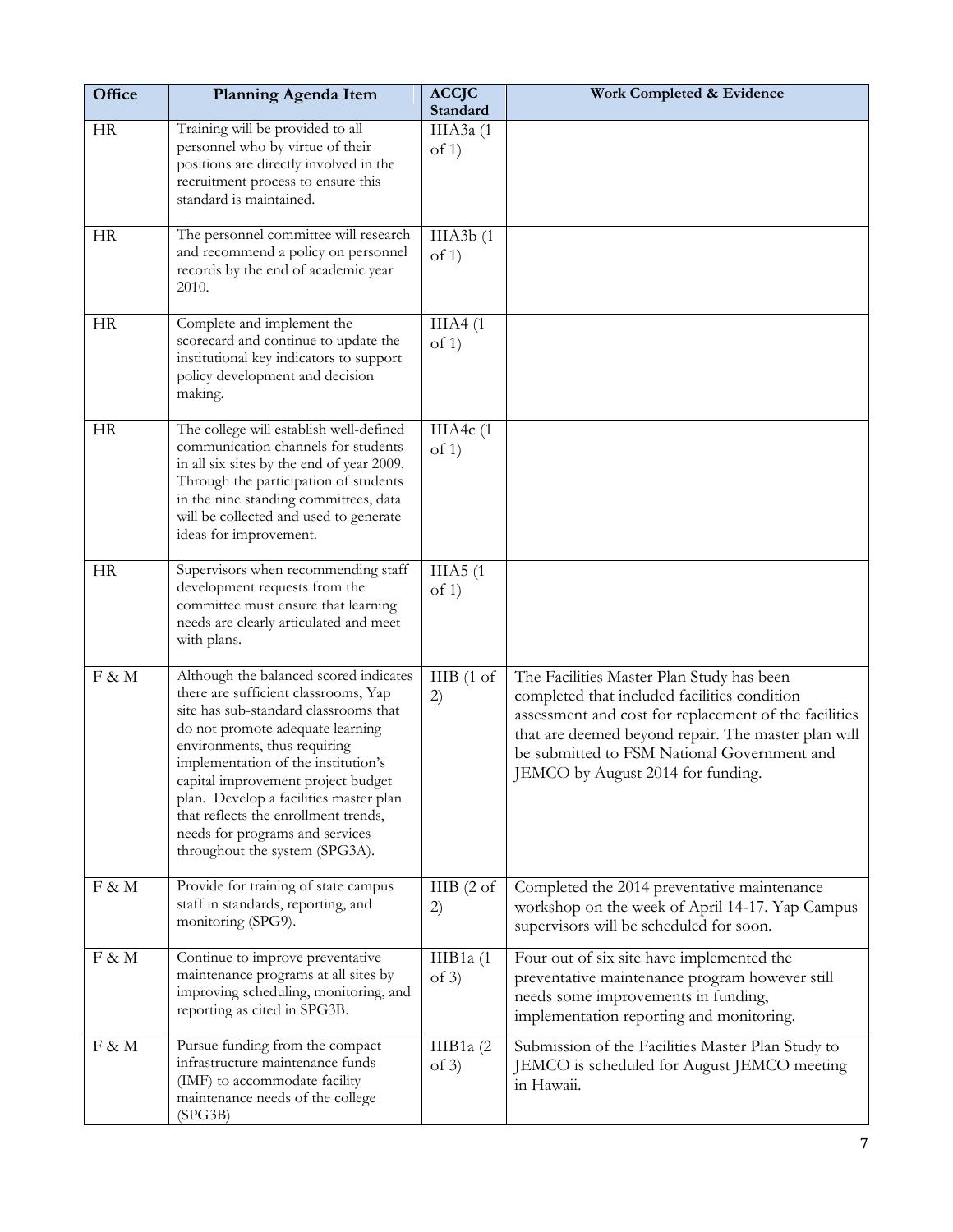| Office | Planning Agenda Item | ACCJC Standard | Work Completed & Evidence |
| --- | --- | --- | --- |
| HR | Training will be provided to all personnel who by virtue of their positions are directly involved in the recruitment process to ensure this standard is maintained. | IIIA3a (1 of 1) | |
| HR | The personnel committee will research and recommend a policy on personnel records by the end of academic year 2010. | IIIA3b (1 of 1) | |
| HR | Complete and implement the scorecard and continue to update the institutional key indicators to support policy development and decision making. | IIIA4 (1 of 1) | |
| HR | The college will establish well-defined communication channels for students in all six sites by the end of year 2009. Through the participation of students in the nine standing committees, data will be collected and used to generate ideas for improvement. | IIIA4c (1 of 1) | |
| HR | Supervisors when recommending staff development requests from the committee must ensure that learning needs are clearly articulated and meet with plans. | IIIA5 (1 of 1) | |
| F & M | Although the balanced scored indicates there are sufficient classrooms, Yap site has sub-standard classrooms that do not promote adequate learning environments, thus requiring implementation of the institution's capital improvement project budget plan. Develop a facilities master plan that reflects the enrollment trends, needs for programs and services throughout the system (SPG3A). | IIIB (1 of 2) | The Facilities Master Plan Study has been completed that included facilities condition assessment and cost for replacement of the facilities that are deemed beyond repair. The master plan will be submitted to FSM National Government and JEMCO by August 2014 for funding. |
| F & M | Provide for training of state campus staff in standards, reporting, and monitoring (SPG9). | IIIB (2 of 2) | Completed the 2014 preventative maintenance workshop on the week of April 14-17. Yap Campus supervisors will be scheduled for soon. |
| F & M | Continue to improve preventative maintenance programs at all sites by improving scheduling, monitoring, and reporting as cited in SPG3B. | IIIB1a (1 of 3) | Four out of six site have implemented the preventative maintenance program however still needs some improvements in funding, implementation reporting and monitoring. |
| F & M | Pursue funding from the compact infrastructure maintenance funds (IMF) to accommodate facility maintenance needs of the college (SPG3B) | IIIB1a (2 of 3) | Submission of the Facilities Master Plan Study to JEMCO is scheduled for August JEMCO meeting in Hawaii. |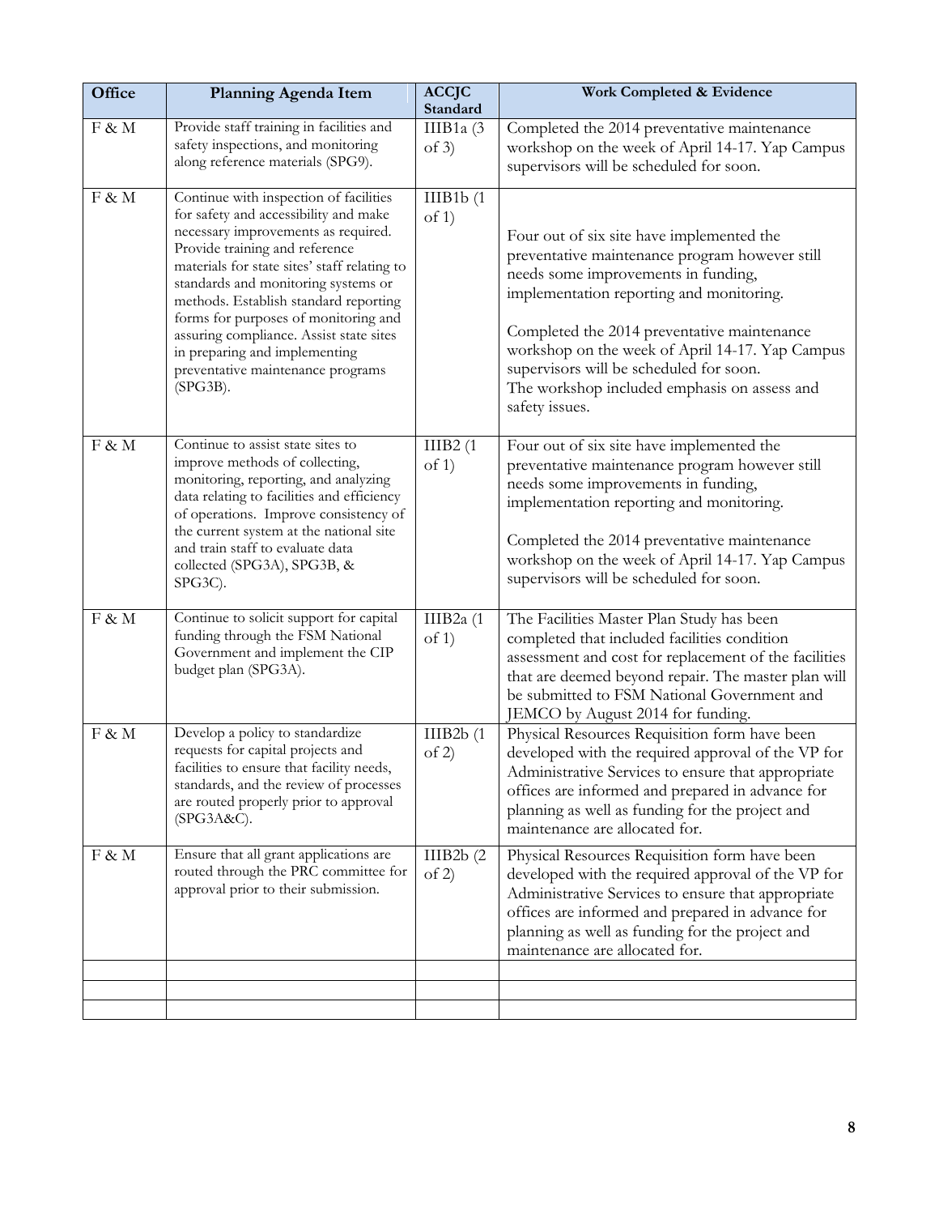| Office | Planning Agenda Item | ACCJC Standard | Work Completed & Evidence |
|---|---|---|---|
| F & M | Provide staff training in facilities and safety inspections, and monitoring along reference materials (SPG9). | IIIB1a (3 of 3) | Completed the 2014 preventative maintenance workshop on the week of April 14-17. Yap Campus supervisors will be scheduled for soon. |
| F & M | Continue with inspection of facilities for safety and accessibility and make necessary improvements as required. Provide training and reference materials for state sites' staff relating to standards and monitoring systems or methods. Establish standard reporting forms for purposes of monitoring and assuring compliance. Assist state sites in preparing and implementing preventative maintenance programs (SPG3B). | IIIB1b (1 of 1) | Four out of six site have implemented the preventative maintenance program however still needs some improvements in funding, implementation reporting and monitoring.<br><br>Completed the 2014 preventative maintenance workshop on the week of April 14-17. Yap Campus supervisors will be scheduled for soon.<br>The workshop included emphasis on assess and safety issues. |
| F & M | Continue to assist state sites to improve methods of collecting, monitoring, reporting, and analyzing data relating to facilities and efficiency of operations. Improve consistency of the current system at the national site and train staff to evaluate data collected (SPG3A), SPG3B, & SPG3C). | IIIB2 (1 of 1) | Four out of six site have implemented the preventative maintenance program however still needs some improvements in funding, implementation reporting and monitoring.<br><br>Completed the 2014 preventative maintenance workshop on the week of April 14-17. Yap Campus supervisors will be scheduled for soon. |
| F & M | Continue to solicit support for capital funding through the FSM National Government and implement the CIP budget plan (SPG3A). | IIIB2a (1 of 1) | The Facilities Master Plan Study has been completed that included facilities condition assessment and cost for replacement of the facilities that are deemed beyond repair. The master plan will be submitted to FSM National Government and JEMCO by August 2014 for funding. |
| F & M | Develop a policy to standardize requests for capital projects and facilities to ensure that facility needs, standards, and the review of processes are routed properly prior to approval (SPG3A&C). | IIIB2b (1 of 2) | Physical Resources Requisition form have been developed with the required approval of the VP for Administrative Services to ensure that appropriate offices are informed and prepared in advance for planning as well as funding for the project and maintenance are allocated for. |
| F & M | Ensure that all grant applications are routed through the PRC committee for approval prior to their submission. | IIIB2b (2 of 2) | Physical Resources Requisition form have been developed with the required approval of the VP for Administrative Services to ensure that appropriate offices are informed and prepared in advance for planning as well as funding for the project and maintenance are allocated for. |
| | | | |
| | | | |
| | | | |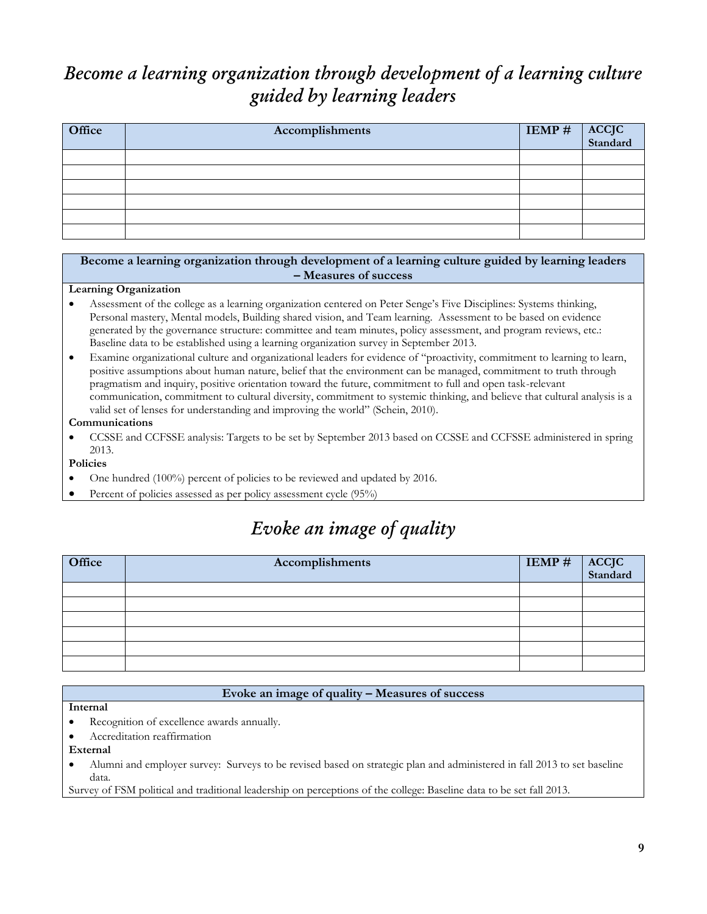## *Become a learning organization through development of a learning culture guided by learning leaders*

| Office | Accomplishments | IEMP # | ACCJC Standard |
|---|---|---|---|
| | | | |
| | | | |
| | | | |
| | | | |
| | | | |
| | | | |

**Become a learning organization through development of a learning culture guided by learning leaders – Measures of success**

**Learning Organization**

- Assessment of the college as a learning organization centered on Peter Senge's Five Disciplines: Systems thinking, Personal mastery, Mental models, Building shared vision, and Team learning. Assessment to be based on evidence generated by the governance structure: committee and team minutes, policy assessment, and program reviews, etc.: Baseline data to be established using a learning organization survey in September 2013.
- Examine organizational culture and organizational leaders for evidence of "proactivity, commitment to learning to learn, positive assumptions about human nature, belief that the environment can be managed, commitment to truth through pragmatism and inquiry, positive orientation toward the future, commitment to full and open task-relevant communication, commitment to cultural diversity, commitment to systemic thinking, and believe that cultural analysis is a valid set of lenses for understanding and improving the world" (Schein, 2010).

**Communications**

- CCSSE and CCFSSE analysis: Targets to be set by September 2013 based on CCSSE and CCFSSE administered in spring 2013.

**Policies**

- One hundred (100%) percent of policies to be reviewed and updated by 2016.
- Percent of policies assessed as per policy assessment cycle (95%)

## *Evoke an image of quality*

| Office | Accomplishments | IEMP # | ACCJC Standard |
|---|---|---|---|
| | | | |
| | | | |
| | | | |
| | | | |
| | | | |
| | | | |

**Evoke an image of quality – Measures of success**

**Internal**

- Recognition of excellence awards annually.
- Accreditation reaffirmation

**External**

- Alumni and employer survey: Surveys to be revised based on strategic plan and administered in fall 2013 to set baseline data.

Survey of FSM political and traditional leadership on perceptions of the college: Baseline data to be set fall 2013.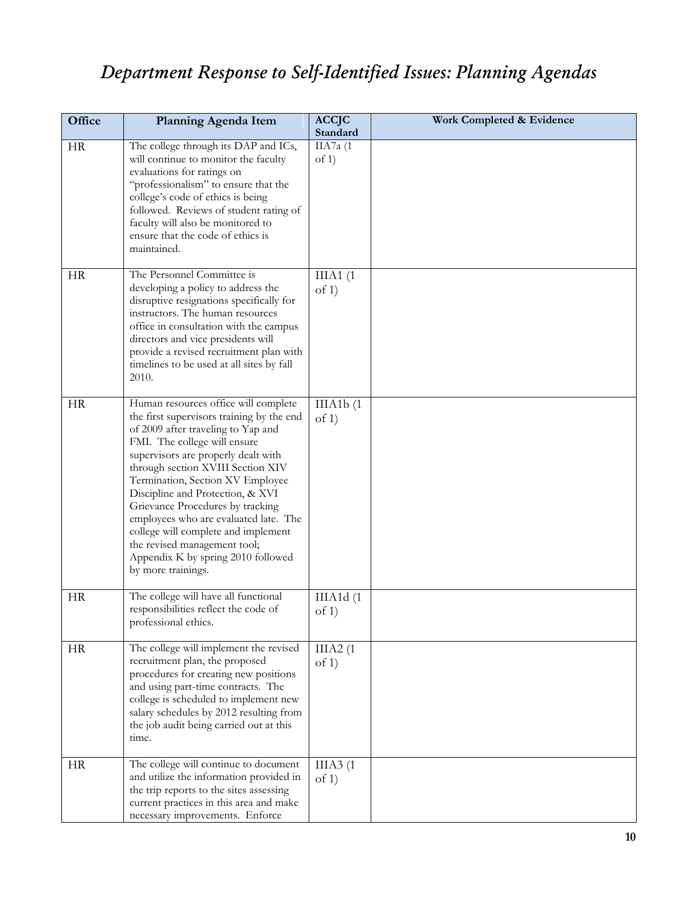# *Department Response to Self-Identified Issues: Planning Agendas*

| Office | Planning Agenda Item | ACCJC Standard | Work Completed & Evidence |
|---|---|---|---|
| HR | The college through its DAP and ICs, will continue to monitor the faculty evaluations for ratings on "professionalism" to ensure that the college's code of ethics is being followed. Reviews of student rating of faculty will also be monitored to ensure that the code of ethics is maintained. | IIA7a (1 of 1) | |
| HR | The Personnel Committee is developing a policy to address the disruptive resignations specifically for instructors. The human resources office in consultation with the campus directors and vice presidents will provide a revised recruitment plan with timelines to be used at all sites by fall 2010. | IIIA1 (1 of 1) | |
| HR | Human resources office will complete the first supervisors training by the end of 2009 after traveling to Yap and FMI. The college will ensure supervisors are properly dealt with through section XVIII Section XIV Termination, Section XV Employee Discipline and Protection, & XVI Grievance Procedures by tracking employees who are evaluated late. The college will complete and implement the revised management tool; Appendix K by spring 2010 followed by more trainings. | IIIA1b (1 of 1) | |
| HR | The college will have all functional responsibilities reflect the code of professional ethics. | IIIA1d (1 of 1) | |
| HR | The college will implement the revised recruitment plan, the proposed procedures for creating new positions and using part-time contracts. The college is scheduled to implement new salary schedules by 2012 resulting from the job audit being carried out at this time. | IIIA2 (1 of 1) | |
| HR | The college will continue to document and utilize the information provided in the trip reports to the sites assessing current practices in this area and make necessary improvements. Enforce | IIIA3 (1 of 1) | |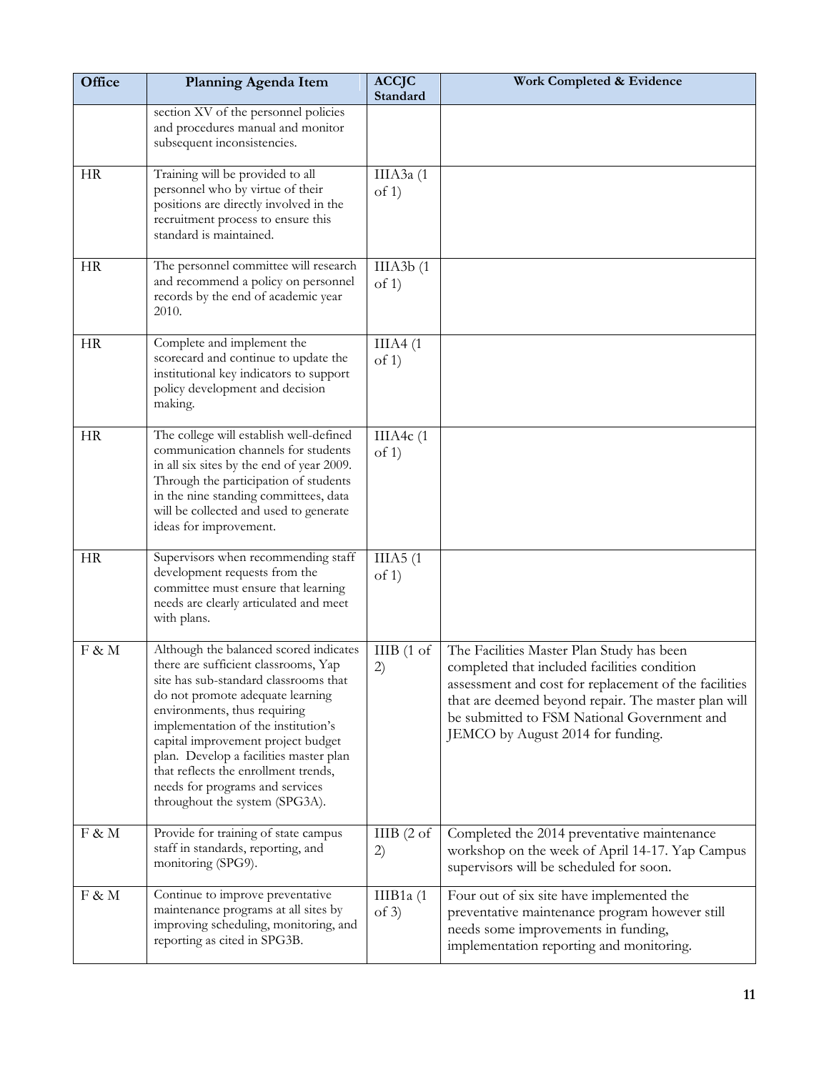| Office | Planning Agenda Item | ACCJC Standard | Work Completed & Evidence |
|---|---|---|---|
| | section XV of the personnel policies and procedures manual and monitor subsequent inconsistencies. | | |
| HR | Training will be provided to all personnel who by virtue of their positions are directly involved in the recruitment process to ensure this standard is maintained. | IIIA3a (1 of 1) | |
| HR | The personnel committee will research and recommend a policy on personnel records by the end of academic year 2010. | IIIA3b (1 of 1) | |
| HR | Complete and implement the scorecard and continue to update the institutional key indicators to support policy development and decision making. | IIIA4 (1 of 1) | |
| HR | The college will establish well-defined communication channels for students in all six sites by the end of year 2009. Through the participation of students in the nine standing committees, data will be collected and used to generate ideas for improvement. | IIIA4c (1 of 1) | |
| HR | Supervisors when recommending staff development requests from the committee must ensure that learning needs are clearly articulated and meet with plans. | IIIA5 (1 of 1) | |
| F & M | Although the balanced scored indicates there are sufficient classrooms, Yap site has sub-standard classrooms that do not promote adequate learning environments, thus requiring implementation of the institution's capital improvement project budget plan. Develop a facilities master plan that reflects the enrollment trends, needs for programs and services throughout the system (SPG3A). | IIIB (1 of 2) | The Facilities Master Plan Study has been completed that included facilities condition assessment and cost for replacement of the facilities that are deemed beyond repair. The master plan will be submitted to FSM National Government and JEMCO by August 2014 for funding. |
| F & M | Provide for training of state campus staff in standards, reporting, and monitoring (SPG9). | IIIB (2 of 2) | Completed the 2014 preventative maintenance workshop on the week of April 14-17. Yap Campus supervisors will be scheduled for soon. |
| F & M | Continue to improve preventative maintenance programs at all sites by improving scheduling, monitoring, and reporting as cited in SPG3B. | IIIB1a (1 of 3) | Four out of six site have implemented the preventative maintenance program however still needs some improvements in funding, implementation reporting and monitoring. |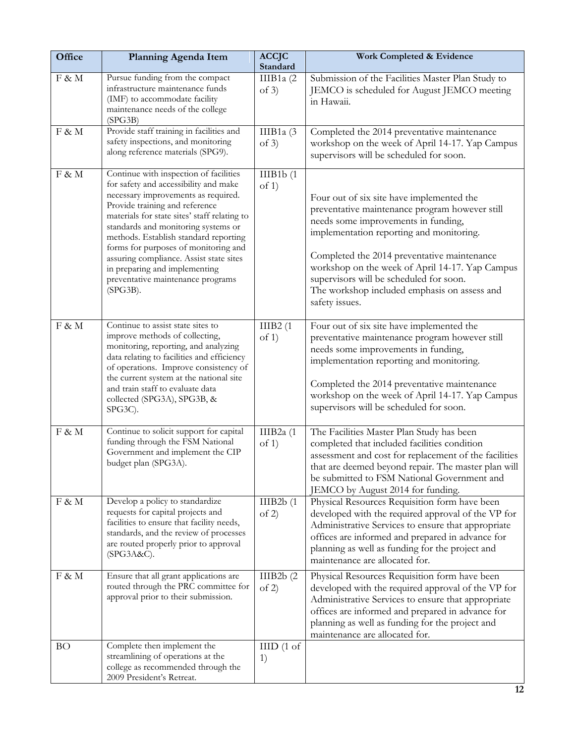| Office | Planning Agenda Item | ACCJC Standard | Work Completed & Evidence |
|---|---|---|---|
| F & M | Pursue funding from the compact infrastructure maintenance funds (IMF) to accommodate facility maintenance needs of the college (SPG3B) | IIIB1a (2 of 3) | Submission of the Facilities Master Plan Study to JEMCO is scheduled for August JEMCO meeting in Hawaii. |
| F & M | Provide staff training in facilities and safety inspections, and monitoring along reference materials (SPG9). | IIIB1a (3 of 3) | Completed the 2014 preventative maintenance workshop on the week of April 14-17. Yap Campus supervisors will be scheduled for soon. |
| F & M | Continue with inspection of facilities for safety and accessibility and make necessary improvements as required. Provide training and reference materials for state sites' staff relating to standards and monitoring systems or methods. Establish standard reporting forms for purposes of monitoring and assuring compliance. Assist state sites in preparing and implementing preventative maintenance programs (SPG3B). | IIIB1b (1 of 1) | Four out of six site have implemented the preventative maintenance program however still needs some improvements in funding, implementation reporting and monitoring.<br><br>Completed the 2014 preventative maintenance workshop on the week of April 14-17. Yap Campus supervisors will be scheduled for soon.<br>The workshop included emphasis on assess and safety issues. |
| F & M | Continue to assist state sites to improve methods of collecting, monitoring, reporting, and analyzing data relating to facilities and efficiency of operations. Improve consistency of the current system at the national site and train staff to evaluate data collected (SPG3A), SPG3B, & SPG3C). | IIIB2 (1 of 1) | Four out of six site have implemented the preventative maintenance program however still needs some improvements in funding, implementation reporting and monitoring.<br><br>Completed the 2014 preventative maintenance workshop on the week of April 14-17. Yap Campus supervisors will be scheduled for soon. |
| F & M | Continue to solicit support for capital funding through the FSM National Government and implement the CIP budget plan (SPG3A). | IIIB2a (1 of 1) | The Facilities Master Plan Study has been completed that included facilities condition assessment and cost for replacement of the facilities that are deemed beyond repair. The master plan will be submitted to FSM National Government and JEMCO by August 2014 for funding. |
| F & M | Develop a policy to standardize requests for capital projects and facilities to ensure that facility needs, standards, and the review of processes are routed properly prior to approval (SPG3A&C). | IIIB2b (1 of 2) | Physical Resources Requisition form have been developed with the required approval of the VP for Administrative Services to ensure that appropriate offices are informed and prepared in advance for planning as well as funding for the project and maintenance are allocated for. |
| F & M | Ensure that all grant applications are routed through the PRC committee for approval prior to their submission. | IIIB2b (2 of 2) | Physical Resources Requisition form have been developed with the required approval of the VP for Administrative Services to ensure that appropriate offices are informed and prepared in advance for planning as well as funding for the project and maintenance are allocated for. |
| BO | Complete then implement the streamlining of operations at the college as recommended through the 2009 President's Retreat. | IIID (1 of 1) | |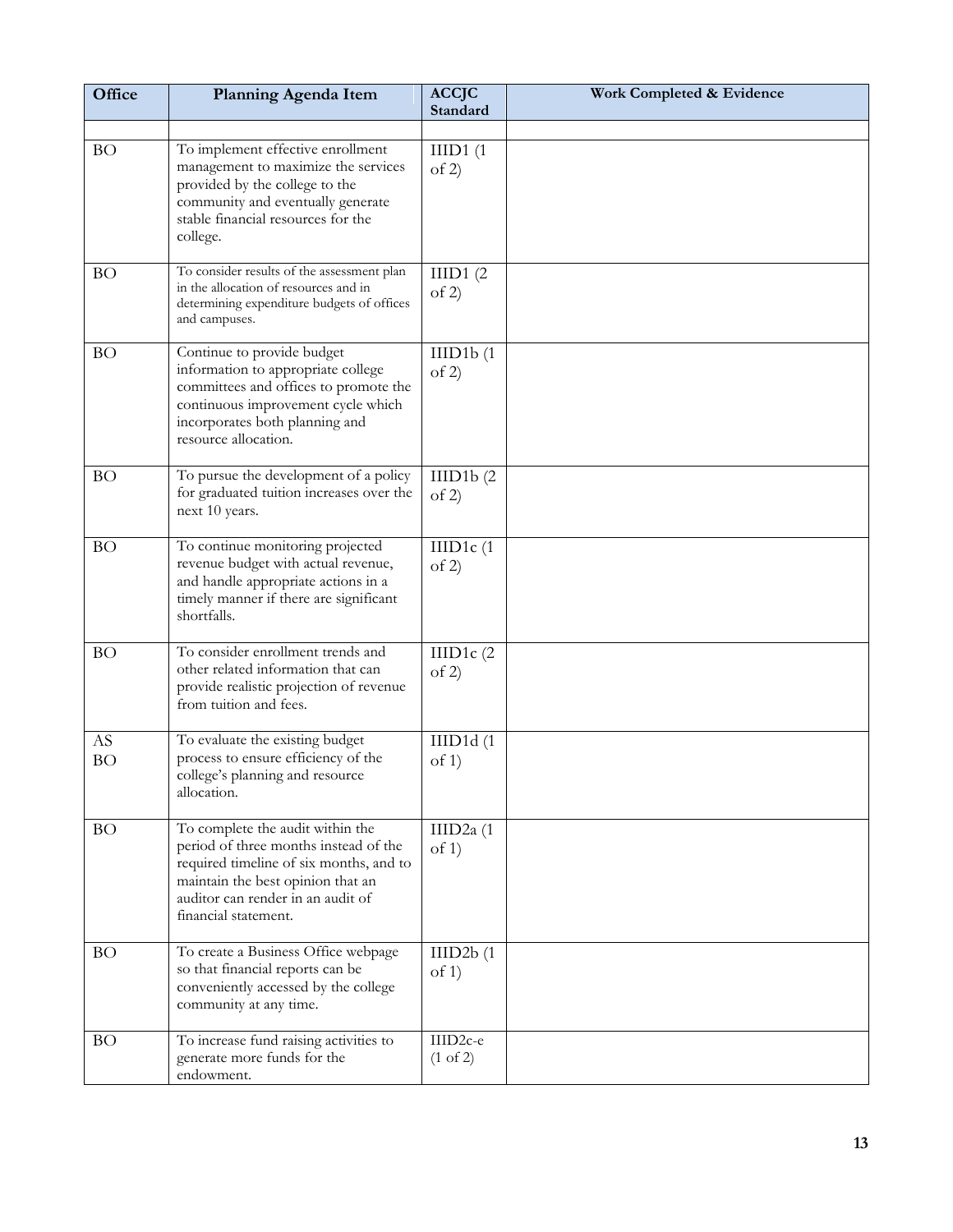| Office | Planning Agenda Item | ACCJC Standard | Work Completed & Evidence |
|---|---|---|---|
| | | | |
| BO | To implement effective enrollment management to maximize the services provided by the college to the community and eventually generate stable financial resources for the college. | IIID1 (1 of 2) | |
| BO | To consider results of the assessment plan in the allocation of resources and in determining expenditure budgets of offices and campuses. | IIID1 (2 of 2) | |
| BO | Continue to provide budget information to appropriate college committees and offices to promote the continuous improvement cycle which incorporates both planning and resource allocation. | IIID1b (1 of 2) | |
| BO | To pursue the development of a policy for graduated tuition increases over the next 10 years. | IIID1b (2 of 2) | |
| BO | To continue monitoring projected revenue budget with actual revenue, and handle appropriate actions in a timely manner if there are significant shortfalls. | IIID1c (1 of 2) | |
| BO | To consider enrollment trends and other related information that can provide realistic projection of revenue from tuition and fees. | IIID1c (2 of 2) | |
| AS BO | To evaluate the existing budget process to ensure efficiency of the college's planning and resource allocation. | IIID1d (1 of 1) | |
| BO | To complete the audit within the period of three months instead of the required timeline of six months, and to maintain the best opinion that an auditor can render in an audit of financial statement. | IIID2a (1 of 1) | |
| BO | To create a Business Office webpage so that financial reports can be conveniently accessed by the college community at any time. | IIID2b (1 of 1) | |
| BO | To increase fund raising activities to generate more funds for the endowment. | IIID2c-e (1 of 2) | |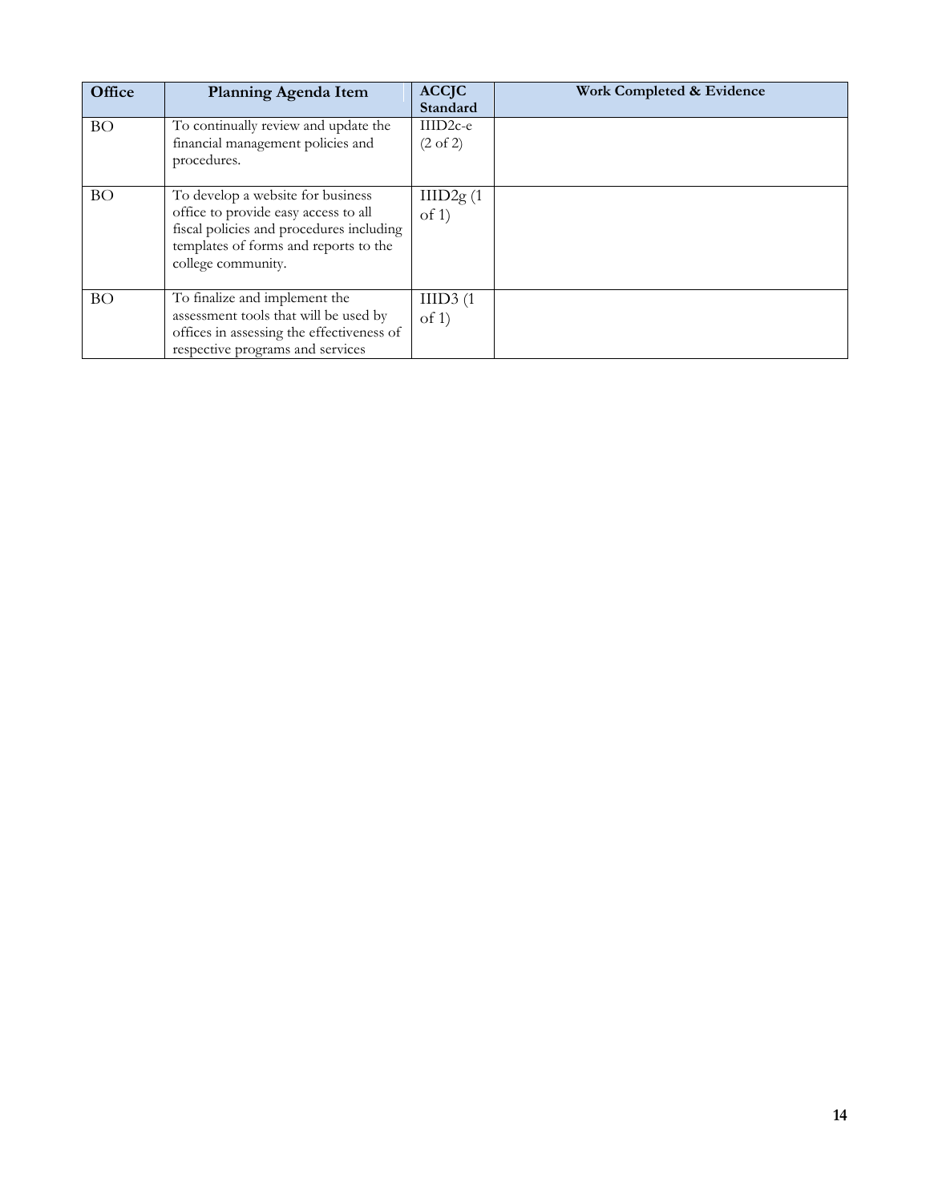| Office | Planning Agenda Item | ACCJC Standard | Work Completed & Evidence |
|---|---|---|---|
| BO | To continually review and update the financial management policies and procedures. | IIID2c-e (2 of 2) | |
| BO | To develop a website for business office to provide easy access to all fiscal policies and procedures including templates of forms and reports to the college community. | IIID2g (1 of 1) | |
| BO | To finalize and implement the assessment tools that will be used by offices in assessing the effectiveness of respective programs and services | IIID3 (1 of 1) | |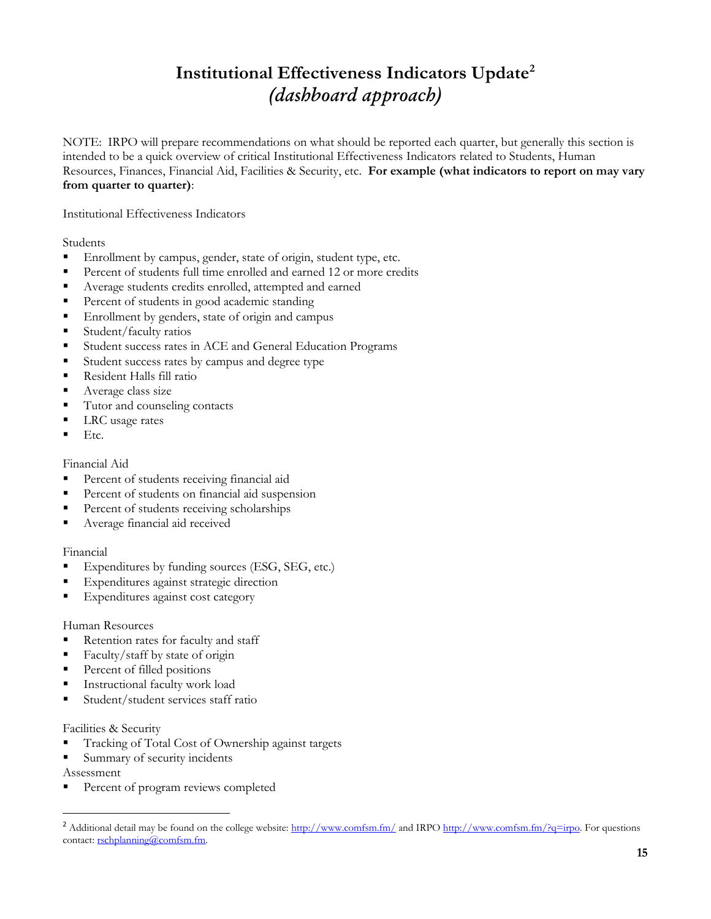# Institutional Effectiveness Indicators Update[2]
## *(dashboard approach)*

NOTE: IRPO will prepare recommendations on what should be reported each quarter, but generally this section is intended to be a quick overview of critical Institutional Effectiveness Indicators related to Students, Human Resources, Finances, Financial Aid, Facilities & Security, etc. **For example (what indicators to report on may vary from quarter to quarter)**:

Institutional Effectiveness Indicators

Students

- Enrollment by campus, gender, state of origin, student type, etc.
- Percent of students full time enrolled and earned 12 or more credits
- Average students credits enrolled, attempted and earned
- Percent of students in good academic standing
- Enrollment by genders, state of origin and campus
- Student/faculty ratios
- Student success rates in ACE and General Education Programs
- Student success rates by campus and degree type
- Resident Halls fill ratio
- Average class size
- Tutor and counseling contacts
- LRC usage rates
- Etc.

Financial Aid

- Percent of students receiving financial aid
- Percent of students on financial aid suspension
- Percent of students receiving scholarships
- Average financial aid received

Financial

- Expenditures by funding sources (ESG, SEG, etc.)
- Expenditures against strategic direction
- Expenditures against cost category

Human Resources

- Retention rates for faculty and staff
- Faculty/staff by state of origin
- Percent of filled positions
- Instructional faculty work load
- Student/student services staff ratio

Facilities & Security

- Tracking of Total Cost of Ownership against targets
- Summary of security incidents

Assessment

- Percent of program reviews completed

---

[2] Additional detail may be found on the college website: http://www.comfsm.fm/ and IRPO http://www.comfsm.fm/?q=irpo. For questions contact: rschplanning@comfsm.fm.